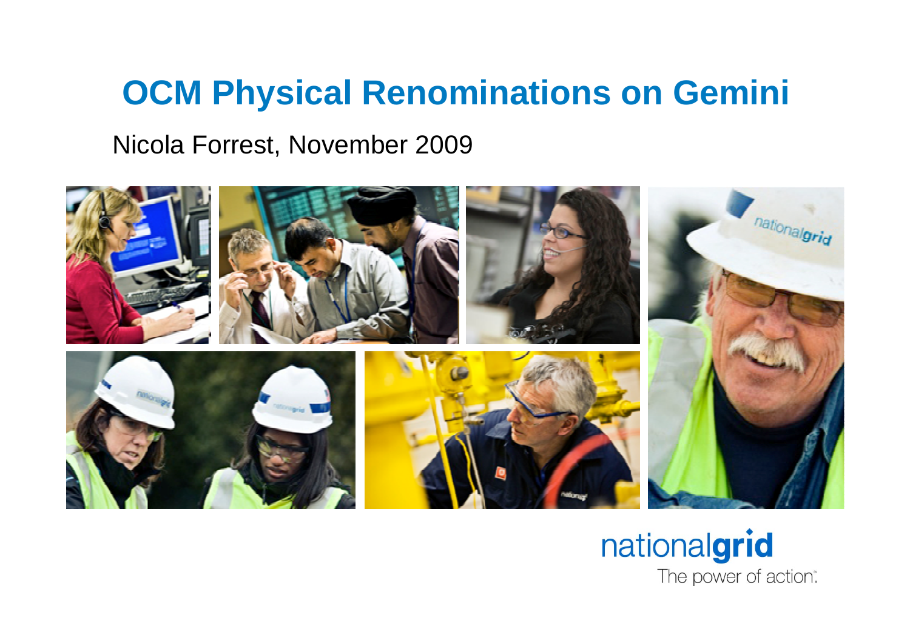# OCM Physical Renominations on Gemini

Nicola Forrest, November 2009

nationalgrid

The power of action.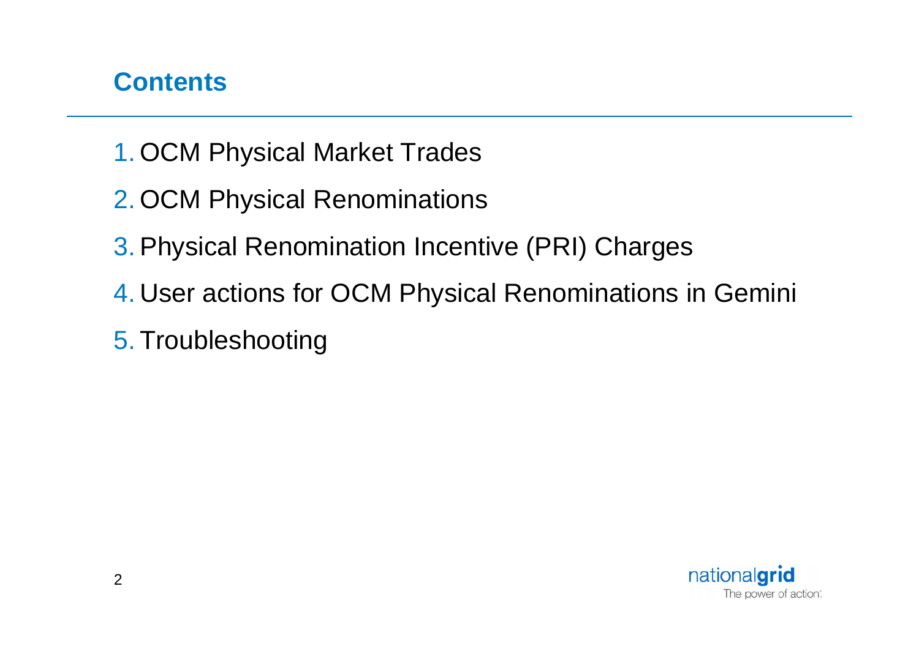## Contents

1. OCM Physical Market Trades
2. OCM Physical Renominations
3. Physical Renomination Incentive (PRI) Charges
4. User actions for OCM Physical Renominations in Gemini
5. Troubleshooting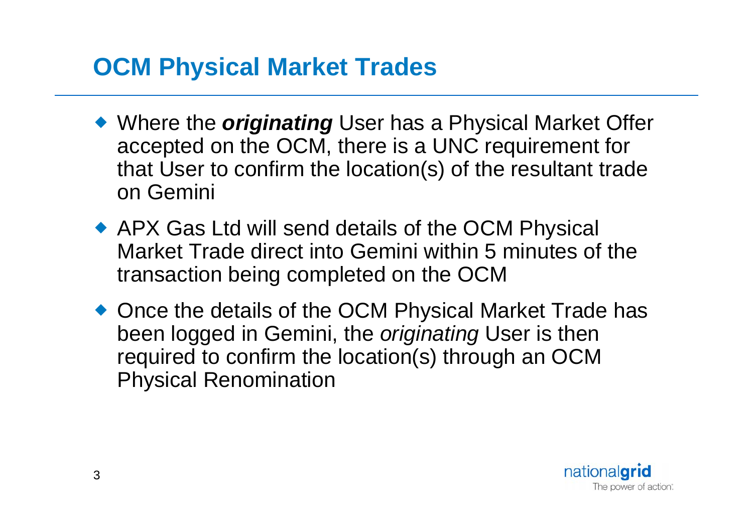# OCM Physical Market Trades

- Where the ***originating*** User has a Physical Market Offer accepted on the OCM, there is a UNC requirement for that User to confirm the location(s) of the resultant trade on Gemini
- APX Gas Ltd will send details of the OCM Physical Market Trade direct into Gemini within 5 minutes of the transaction being completed on the OCM
- Once the details of the OCM Physical Market Trade has been logged in Gemini, the *originating* User is then required to confirm the location(s) through an OCM Physical Renomination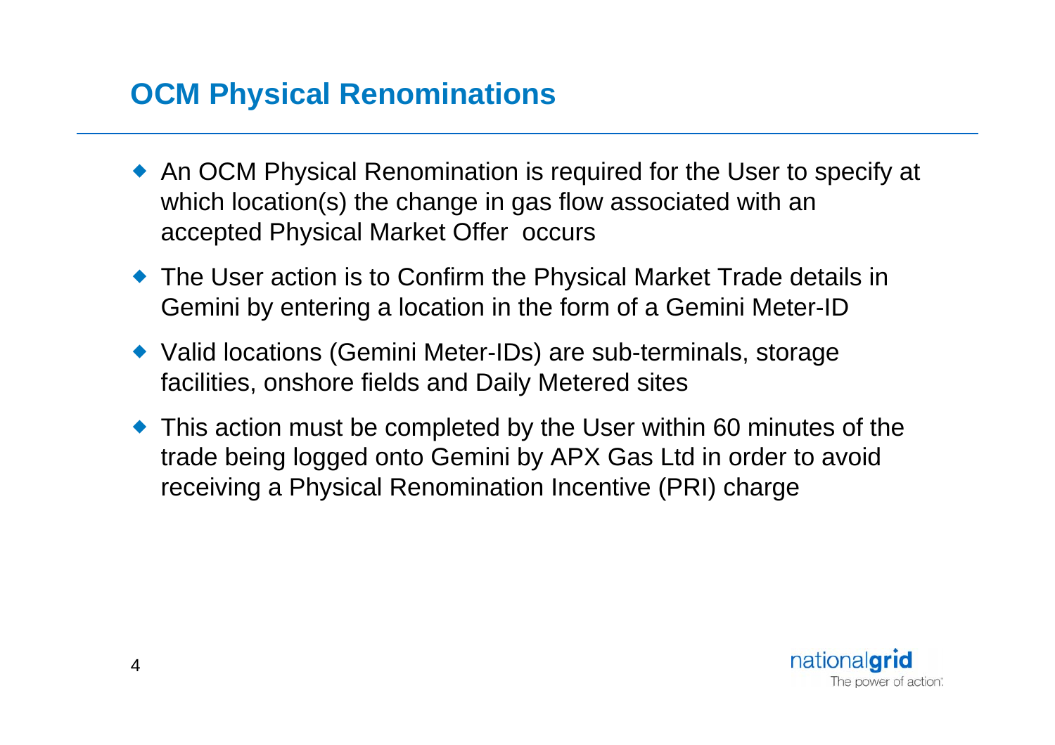## OCM Physical Renominations

- An OCM Physical Renomination is required for the User to specify at which location(s) the change in gas flow associated with an accepted Physical Market Offer occurs
- The User action is to Confirm the Physical Market Trade details in Gemini by entering a location in the form of a Gemini Meter-ID
- Valid locations (Gemini Meter-IDs) are sub-terminals, storage facilities, onshore fields and Daily Metered sites
- This action must be completed by the User within 60 minutes of the trade being logged onto Gemini by APX Gas Ltd in order to avoid receiving a Physical Renomination Incentive (PRI) charge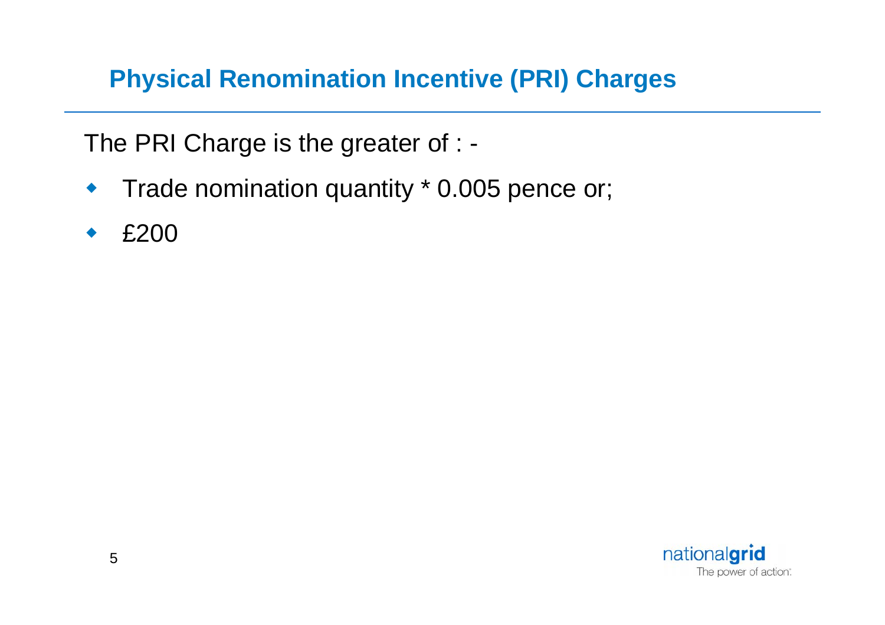## Physical Renomination Incentive (PRI) Charges

The PRI Charge is the greater of : -

- Trade nomination quantity * 0.005 pence or;
- £200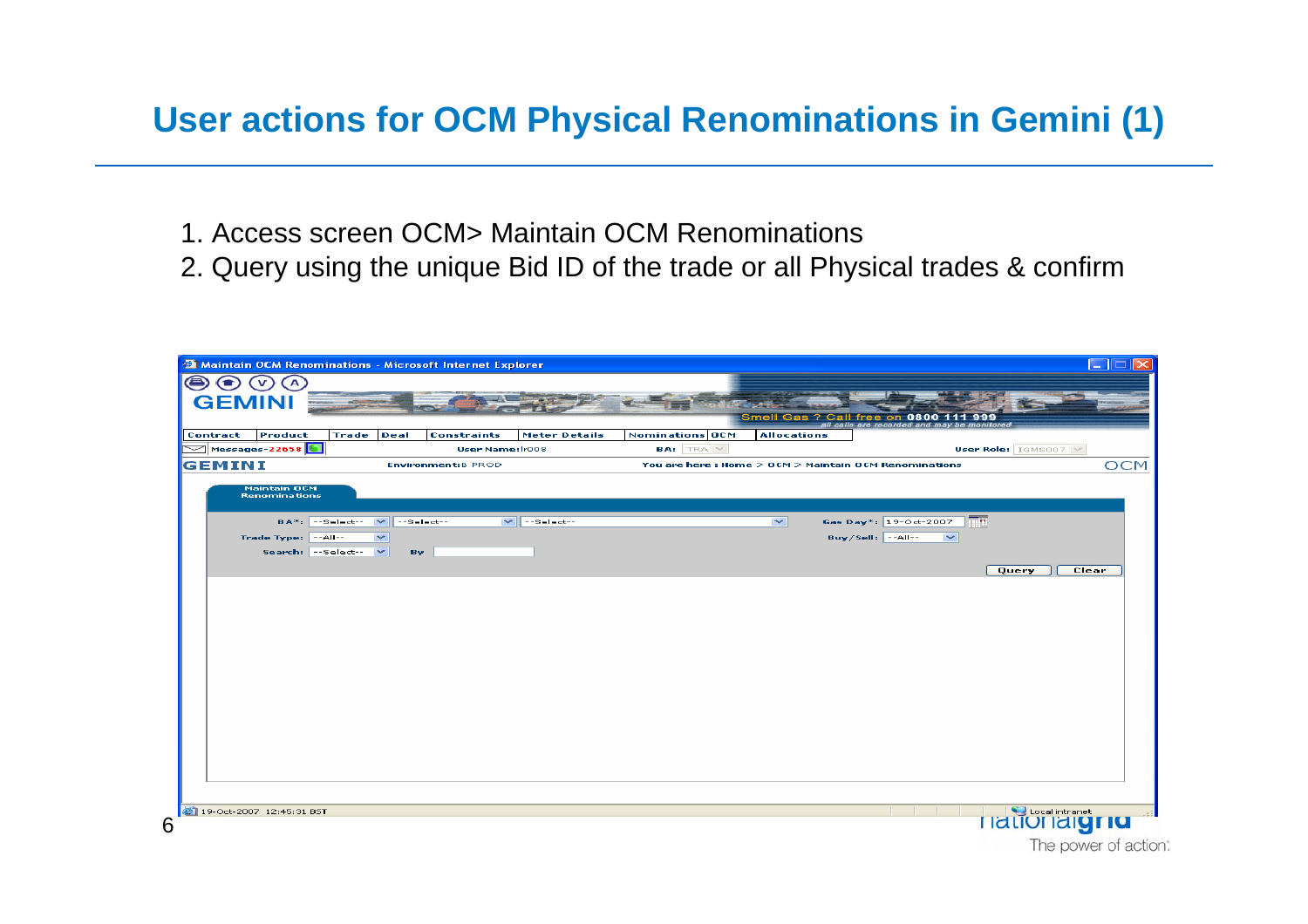# User actions for OCM Physical Renominations in Gemini (1)

1. Access screen OCM> Maintain OCM Renominations
2. Query using the unique Bid ID of the trade or all Physical trades & confirm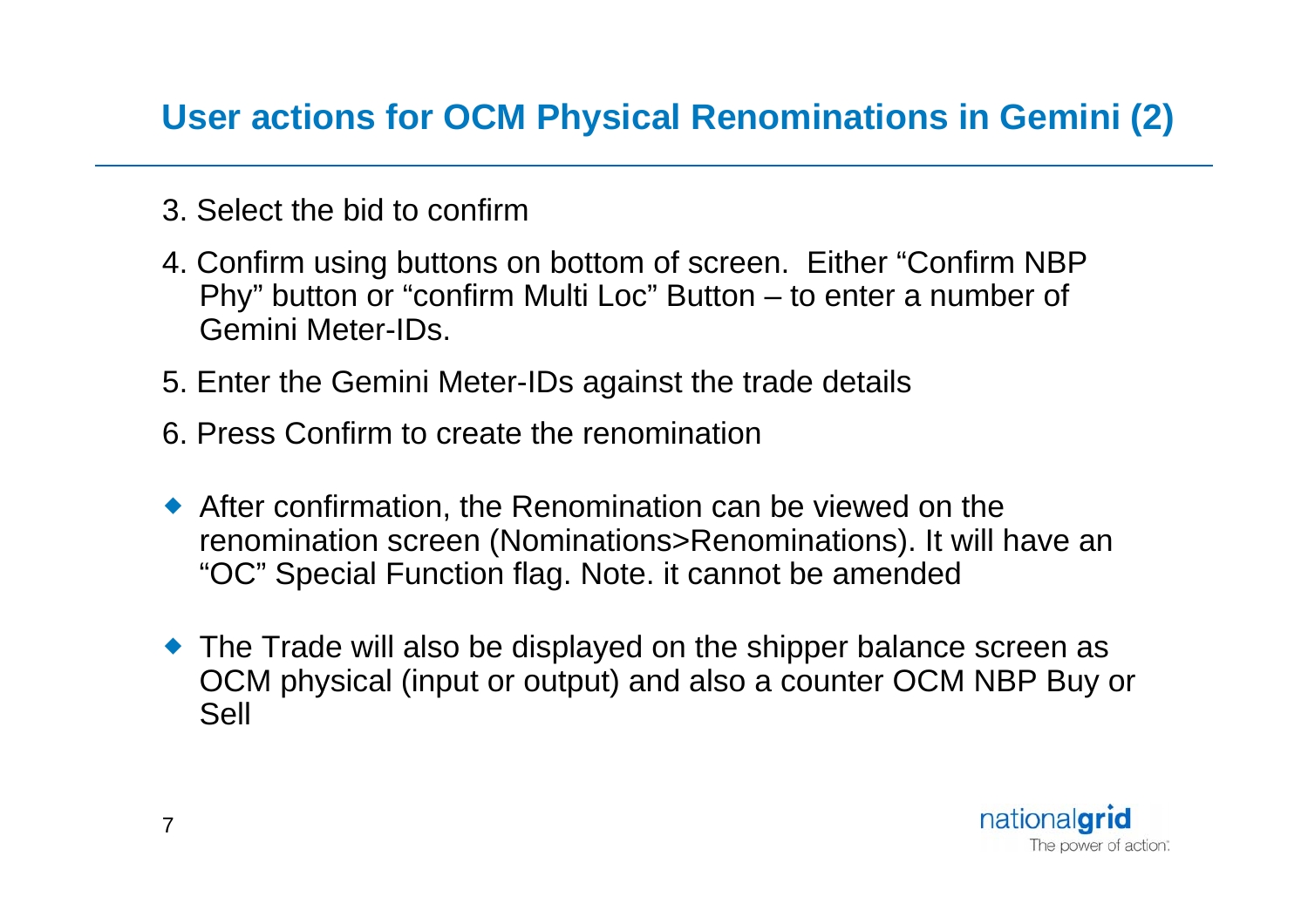# User actions for OCM Physical Renominations in Gemini (2)

3. Select the bid to confirm
4. Confirm using buttons on bottom of screen. Either “Confirm NBP Phy” button or “confirm Multi Loc” Button – to enter a number of Gemini Meter-IDs.
5. Enter the Gemini Meter-IDs against the trade details
6. Press Confirm to create the renomination

- After confirmation, the Renomination can be viewed on the renomination screen (Nominations>Renominations). It will have an “OC” Special Function flag. Note. it cannot be amended
- The Trade will also be displayed on the shipper balance screen as OCM physical (input or output) and also a counter OCM NBP Buy or Sell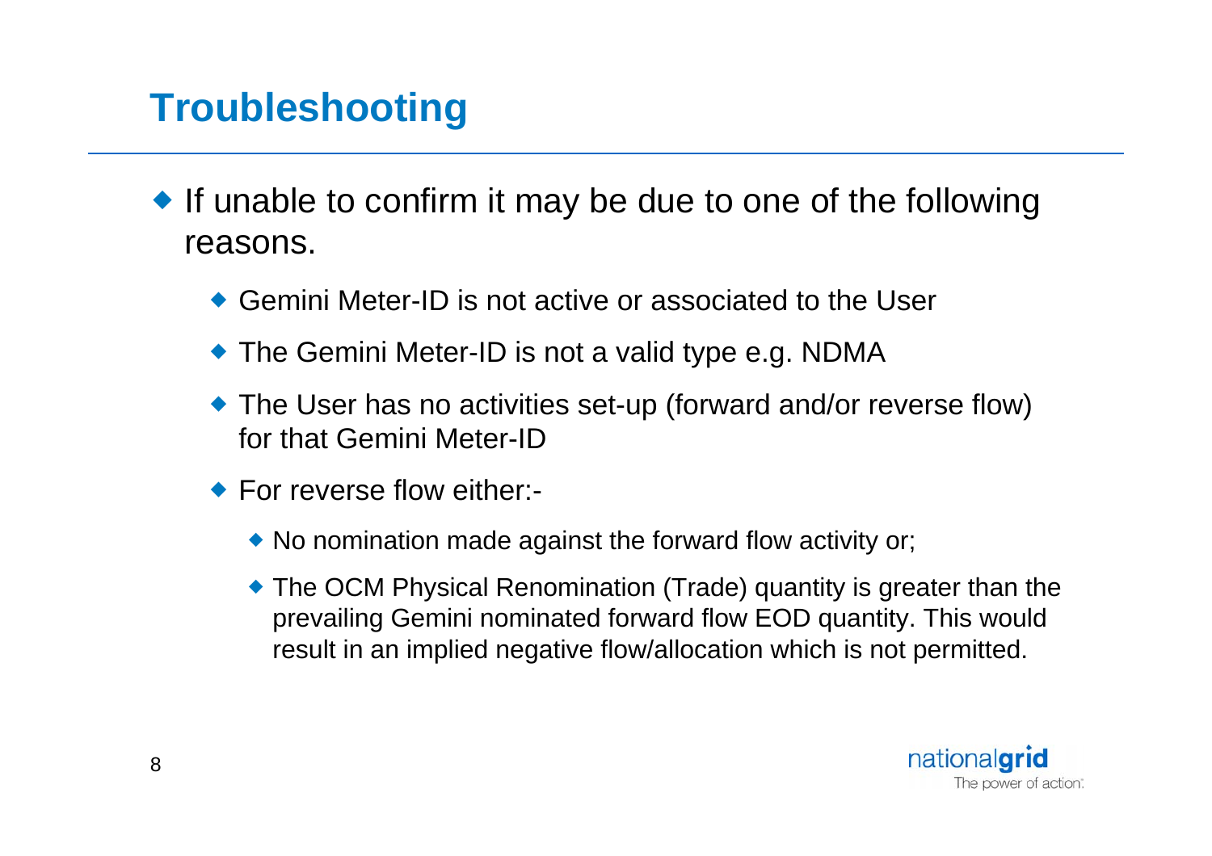# Troubleshooting

- If unable to confirm it may be due to one of the following reasons.
  - Gemini Meter-ID is not active or associated to the User
  - The Gemini Meter-ID is not a valid type e.g. NDMA
  - The User has no activities set-up (forward and/or reverse flow) for that Gemini Meter-ID
  - For reverse flow either:-
    - No nomination made against the forward flow activity or;
    - The OCM Physical Renomination (Trade) quantity is greater than the prevailing Gemini nominated forward flow EOD quantity. This would result in an implied negative flow/allocation which is not permitted.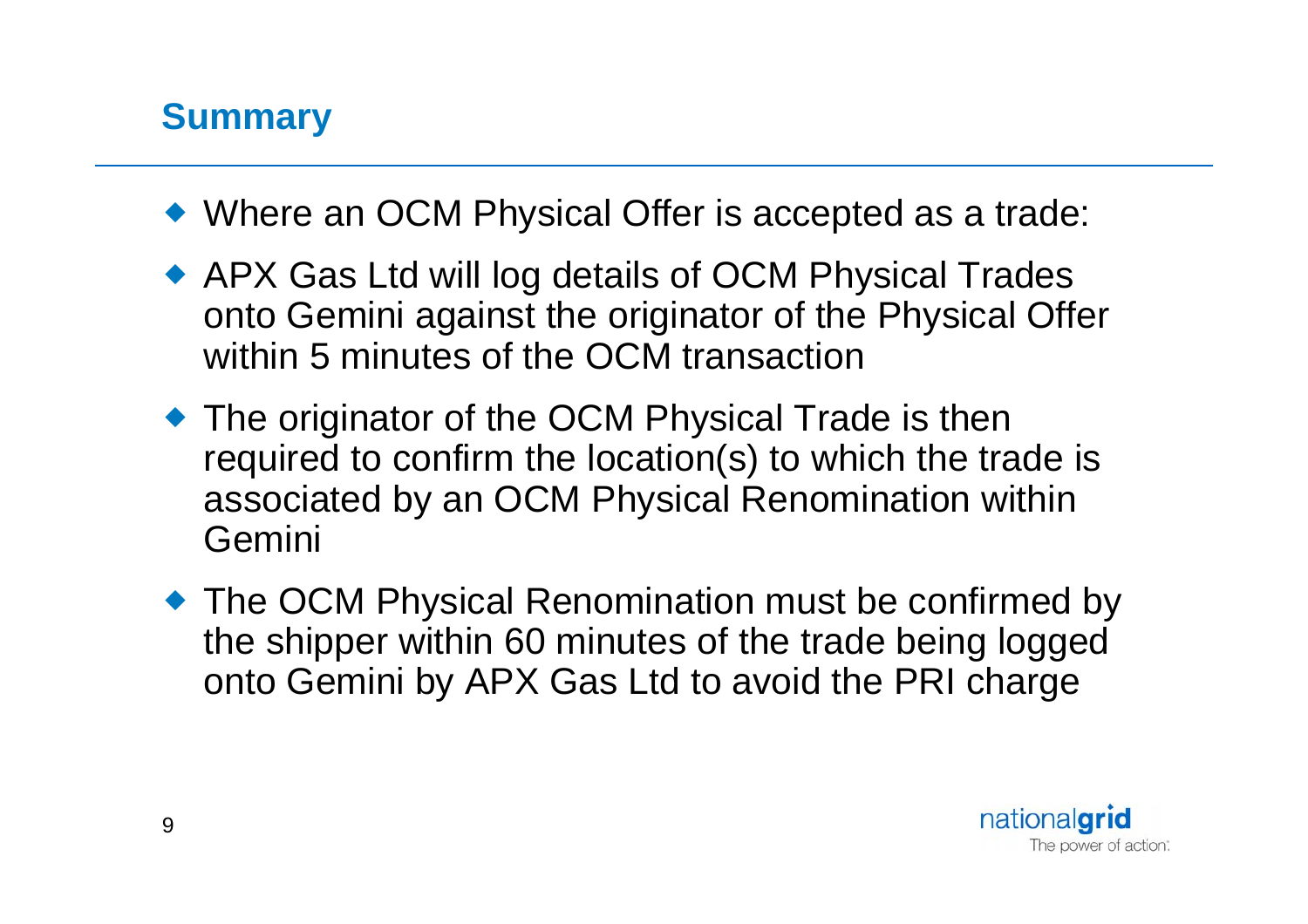## Summary

- Where an OCM Physical Offer is accepted as a trade:
- APX Gas Ltd will log details of OCM Physical Trades onto Gemini against the originator of the Physical Offer within 5 minutes of the OCM transaction
- The originator of the OCM Physical Trade is then required to confirm the location(s) to which the trade is associated by an OCM Physical Renomination within Gemini
- The OCM Physical Renomination must be confirmed by the shipper within 60 minutes of the trade being logged onto Gemini by APX Gas Ltd to avoid the PRI charge